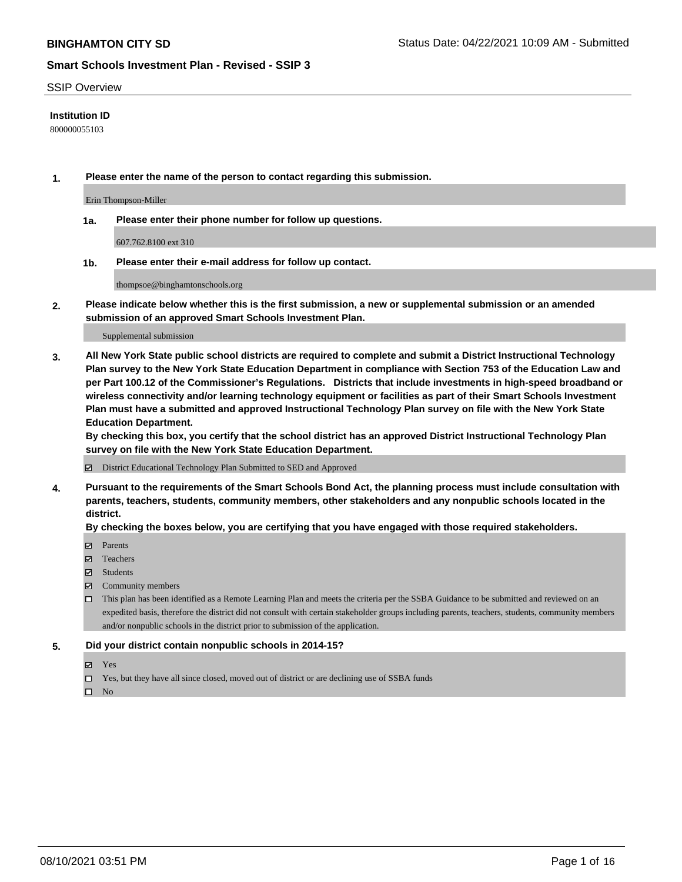**BINGHAMTON CITY SD**

Status Date: 04/22/2021 10:09 AM - Submitted

## Smart Schools Investment Plan - Revised - SSIP 3

SSIP Overview

**Institution ID**

800000055103

**1. Please enter the name of the person to contact regarding this submission.**

Erin Thompson-Miller

**1a. Please enter their phone number for follow up questions.**

607.762.8100 ext 310

**1b. Please enter their e-mail address for follow up contact.**

thompsoe@binghamtonschools.org

**2. Please indicate below whether this is the first submission, a new or supplemental submission or an amended submission of an approved Smart Schools Investment Plan.**

Supplemental submission

**3. All New York State public school districts are required to complete and submit a District Instructional Technology Plan survey to the New York State Education Department in compliance with Section 753 of the Education Law and per Part 100.12 of the Commissioner's Regulations. Districts that include investments in high-speed broadband or wireless connectivity and/or learning technology equipment or facilities as part of their Smart Schools Investment Plan must have a submitted and approved Instructional Technology Plan survey on file with the New York State Education Department.**

**By checking this box, you certify that the school district has an approved District Instructional Technology Plan survey on file with the New York State Education Department.**

- [x] District Educational Technology Plan Submitted to SED and Approved

**4. Pursuant to the requirements of the Smart Schools Bond Act, the planning process must include consultation with parents, teachers, students, community members, other stakeholders and any nonpublic schools located in the district.**

**By checking the boxes below, you are certifying that you have engaged with those required stakeholders.**

- [x] Parents
- [x] Teachers
- [x] Students
- [x] Community members
- [ ] This plan has been identified as a Remote Learning Plan and meets the criteria per the SSBA Guidance to be submitted and reviewed on an expedited basis, therefore the district did not consult with certain stakeholder groups including parents, teachers, students, community members and/or nonpublic schools in the district prior to submission of the application.

**5. Did your district contain nonpublic schools in 2014-15?**

- [x] Yes
- [ ] Yes, but they have all since closed, moved out of district or are declining use of SSBA funds
- [ ] No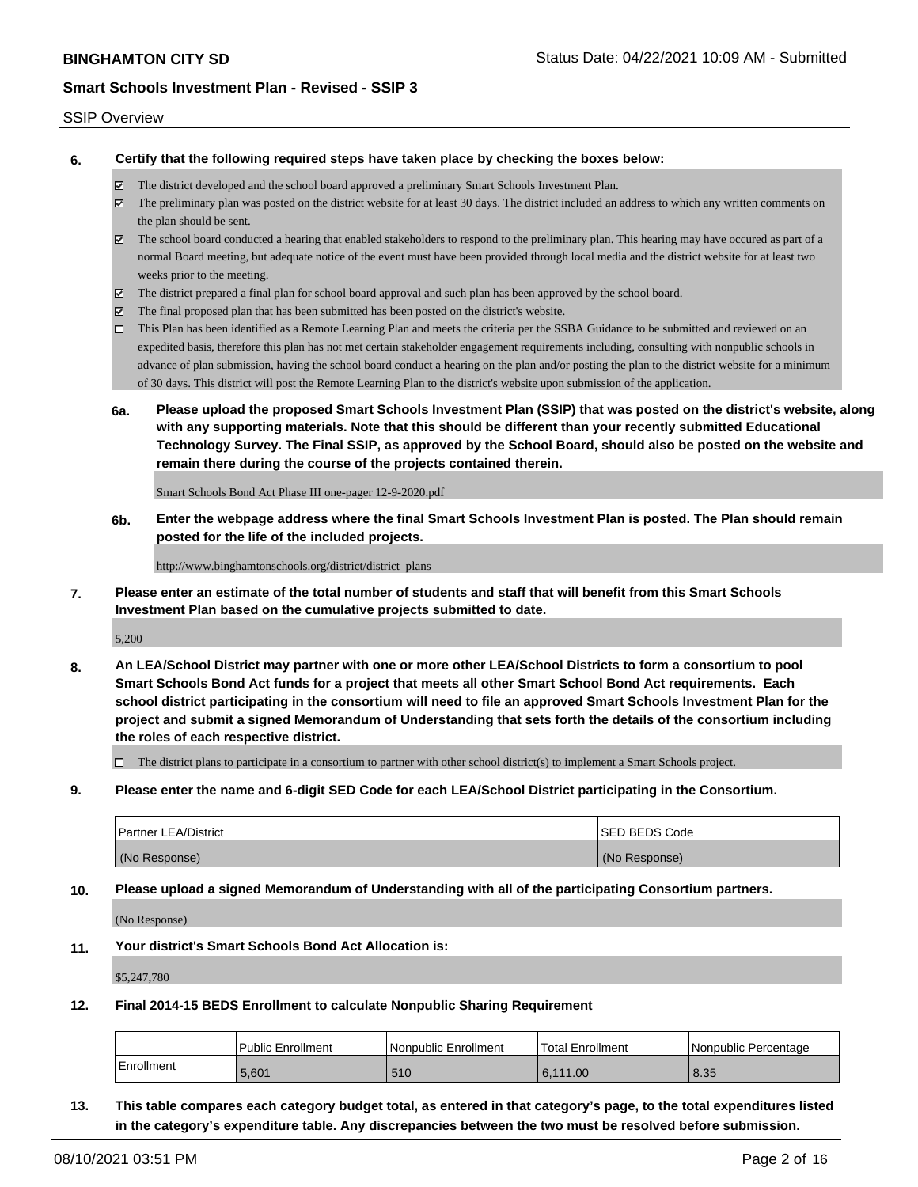SSIP Overview

**6. Certify that the following required steps have taken place by checking the boxes below:**

- ☑ The district developed and the school board approved a preliminary Smart Schools Investment Plan.
- ☑ The preliminary plan was posted on the district website for at least 30 days. The district included an address to which any written comments on the plan should be sent.
- ☑ The school board conducted a hearing that enabled stakeholders to respond to the preliminary plan. This hearing may have occured as part of a normal Board meeting, but adequate notice of the event must have been provided through local media and the district website for at least two weeks prior to the meeting.
- ☑ The district prepared a final plan for school board approval and such plan has been approved by the school board.
- ☑ The final proposed plan that has been submitted has been posted on the district's website.
- ☐ This Plan has been identified as a Remote Learning Plan and meets the criteria per the SSBA Guidance to be submitted and reviewed on an expedited basis, therefore this plan has not met certain stakeholder engagement requirements including, consulting with nonpublic schools in advance of plan submission, having the school board conduct a hearing on the plan and/or posting the plan to the district website for a minimum of 30 days. This district will post the Remote Learning Plan to the district's website upon submission of the application.

**6a. Please upload the proposed Smart Schools Investment Plan (SSIP) that was posted on the district's website, along with any supporting materials. Note that this should be different than your recently submitted Educational Technology Survey. The Final SSIP, as approved by the School Board, should also be posted on the website and remain there during the course of the projects contained therein.**

Smart Schools Bond Act Phase III one-pager 12-9-2020.pdf

**6b. Enter the webpage address where the final Smart Schools Investment Plan is posted. The Plan should remain posted for the life of the included projects.**

http://www.binghamtonschools.org/district/district_plans

**7. Please enter an estimate of the total number of students and staff that will benefit from this Smart Schools Investment Plan based on the cumulative projects submitted to date.**

5,200

**8. An LEA/School District may partner with one or more other LEA/School Districts to form a consortium to pool Smart Schools Bond Act funds for a project that meets all other Smart School Bond Act requirements. Each school district participating in the consortium will need to file an approved Smart Schools Investment Plan for the project and submit a signed Memorandum of Understanding that sets forth the details of the consortium including the roles of each respective district.**

- ☐ The district plans to participate in a consortium to partner with other school district(s) to implement a Smart Schools project.

**9. Please enter the name and 6-digit SED Code for each LEA/School District participating in the Consortium.**

| Partner LEA/District | SED BEDS Code |
| --- | --- |
| (No Response) | (No Response) |

**10. Please upload a signed Memorandum of Understanding with all of the participating Consortium partners.**

(No Response)

**11. Your district's Smart Schools Bond Act Allocation is:**

$5,247,780

**12. Final 2014-15 BEDS Enrollment to calculate Nonpublic Sharing Requirement**

| | Public Enrollment | Nonpublic Enrollment | Total Enrollment | Nonpublic Percentage |
| --- | --- | --- | --- | --- |
| Enrollment | 5,601 | 510 | 6,111.00 | 8.35 |

**13. This table compares each category budget total, as entered in that category's page, to the total expenditures listed in the category's expenditure table. Any discrepancies between the two must be resolved before submission.**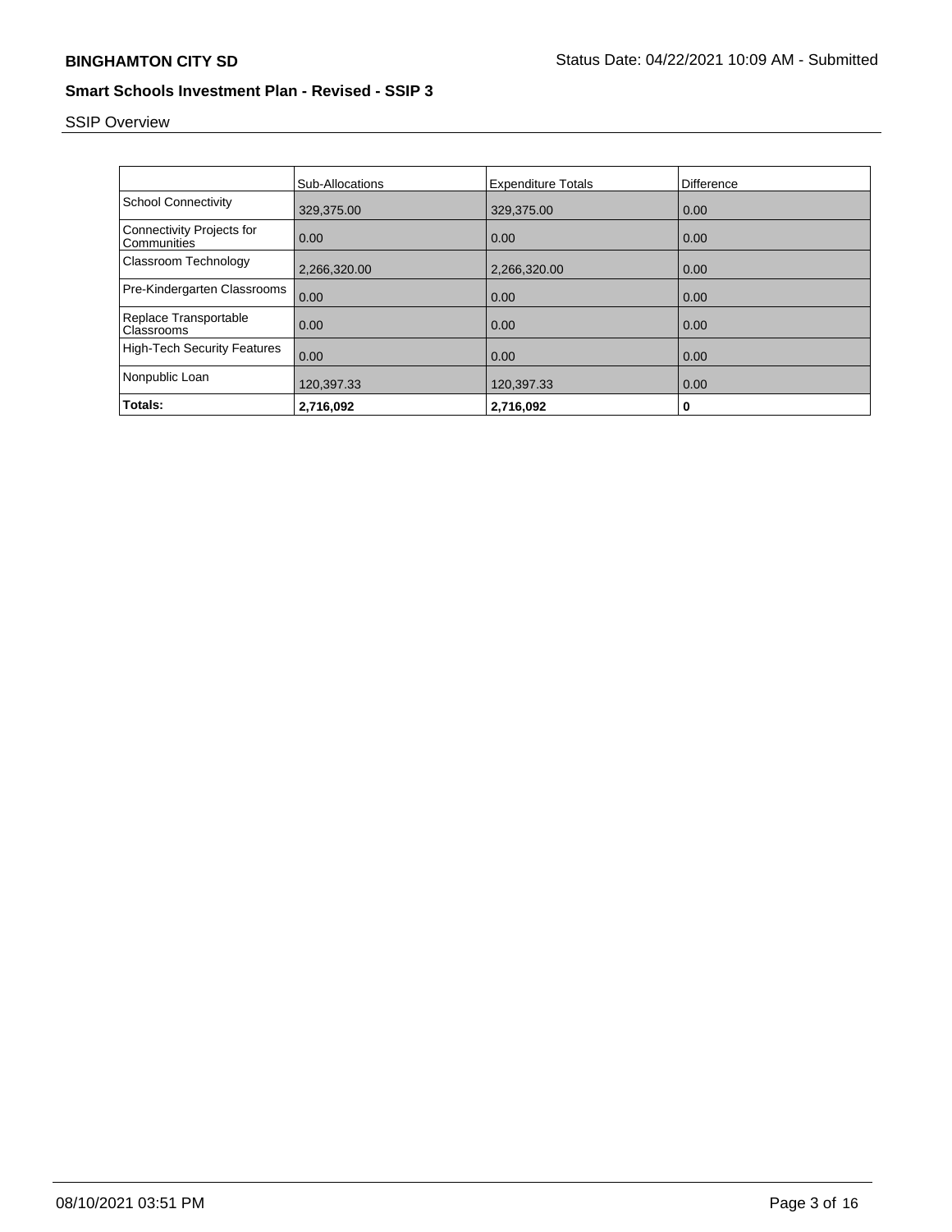## SSIP Overview

| | Sub-Allocations | Expenditure Totals | Difference |
|---|---|---|---|
| School Connectivity | 329,375.00 | 329,375.00 | 0.00 |
| Connectivity Projects for Communities | 0.00 | 0.00 | 0.00 |
| Classroom Technology | 2,266,320.00 | 2,266,320.00 | 0.00 |
| Pre-Kindergarten Classrooms | 0.00 | 0.00 | 0.00 |
| Replace Transportable Classrooms | 0.00 | 0.00 | 0.00 |
| High-Tech Security Features | 0.00 | 0.00 | 0.00 |
| Nonpublic Loan | 120,397.33 | 120,397.33 | 0.00 |
| **Totals:** | **2,716,092** | **2,716,092** | **0** |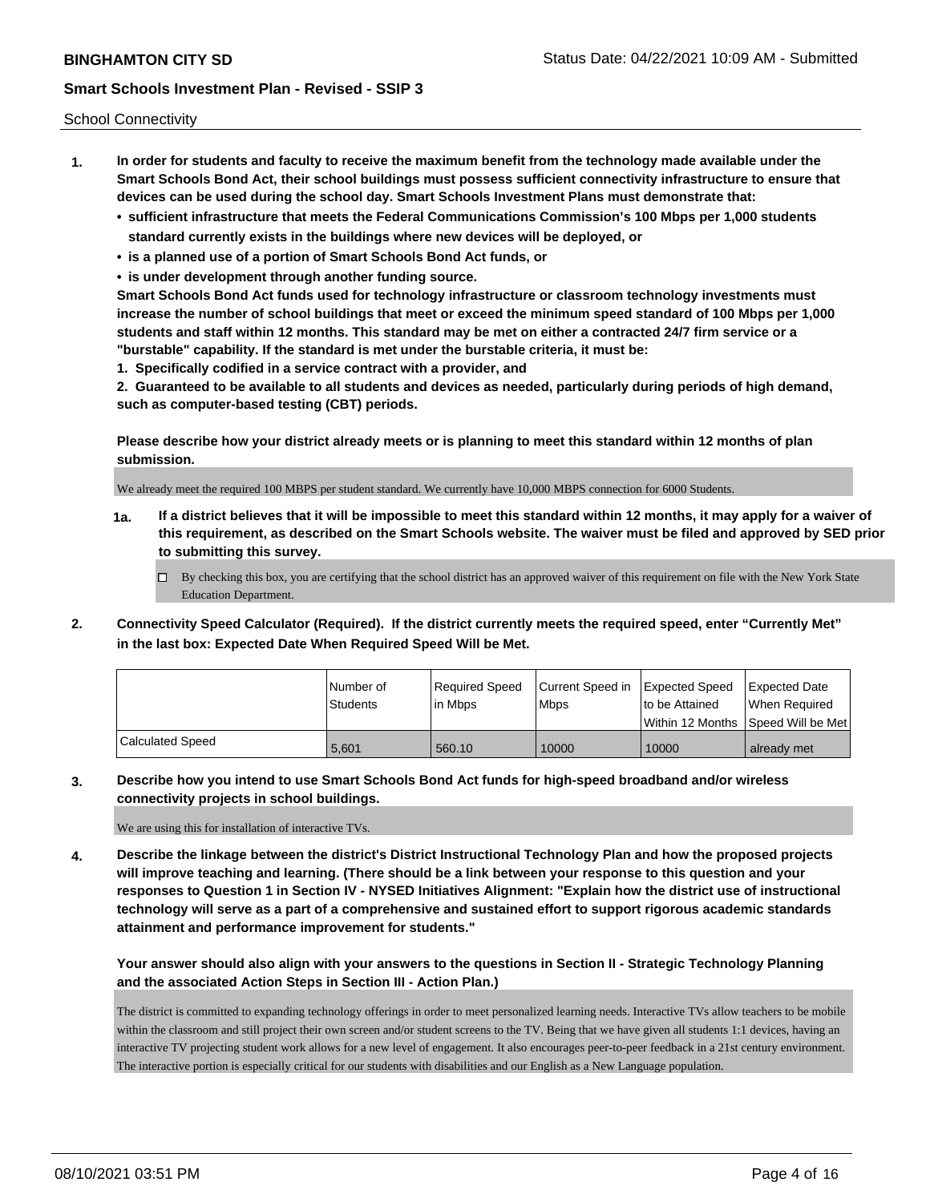School Connectivity

1. **In order for students and faculty to receive the maximum benefit from the technology made available under the Smart Schools Bond Act, their school buildings must possess sufficient connectivity infrastructure to ensure that devices can be used during the school day. Smart Schools Investment Plans must demonstrate that:**
   - **sufficient infrastructure that meets the Federal Communications Commission's 100 Mbps per 1,000 students standard currently exists in the buildings where new devices will be deployed, or**
   - **is a planned use of a portion of Smart Schools Bond Act funds, or**
   - **is under development through another funding source.**

   **Smart Schools Bond Act funds used for technology infrastructure or classroom technology investments must increase the number of school buildings that meet or exceed the minimum speed standard of 100 Mbps per 1,000 students and staff within 12 months. This standard may be met on either a contracted 24/7 firm service or a "burstable" capability. If the standard is met under the burstable criteria, it must be:**

   **1. Specifically codified in a service contract with a provider, and**

   **2. Guaranteed to be available to all students and devices as needed, particularly during periods of high demand, such as computer-based testing (CBT) periods.**

   **Please describe how your district already meets or is planning to meet this standard within 12 months of plan submission.**

   We already meet the required 100 MBPS per student standard. We currently have 10,000 MBPS connection for 6000 Students.

   **1a. If a district believes that it will be impossible to meet this standard within 12 months, it may apply for a waiver of this requirement, as described on the Smart Schools website. The waiver must be filed and approved by SED prior to submitting this survey.**

   ☐ By checking this box, you are certifying that the school district has an approved waiver of this requirement on file with the New York State Education Department.

2. **Connectivity Speed Calculator (Required). If the district currently meets the required speed, enter "Currently Met" in the last box: Expected Date When Required Speed Will be Met.**

| | Number of Students | Required Speed in Mbps | Current Speed in Mbps | Expected Speed to be Attained Within 12 Months | Expected Date When Required Speed Will be Met |
|---|---|---|---|---|---|
| Calculated Speed | 5,601 | 560.10 | 10000 | 10000 | already met |

3. **Describe how you intend to use Smart Schools Bond Act funds for high-speed broadband and/or wireless connectivity projects in school buildings.**

   We are using this for installation of interactive TVs.

4. **Describe the linkage between the district's District Instructional Technology Plan and how the proposed projects will improve teaching and learning. (There should be a link between your response to this question and your responses to Question 1 in Section IV - NYSED Initiatives Alignment: "Explain how the district use of instructional technology will serve as a part of a comprehensive and sustained effort to support rigorous academic standards attainment and performance improvement for students."**

   **Your answer should also align with your answers to the questions in Section II - Strategic Technology Planning and the associated Action Steps in Section III - Action Plan.)**

   The district is committed to expanding technology offerings in order to meet personalized learning needs. Interactive TVs allow teachers to be mobile within the classroom and still project their own screen and/or student screens to the TV. Being that we have given all students 1:1 devices, having an interactive TV projecting student work allows for a new level of engagement. It also encourages peer-to-peer feedback in a 21st century environment. The interactive portion is especially critical for our students with disabilities and our English as a New Language population.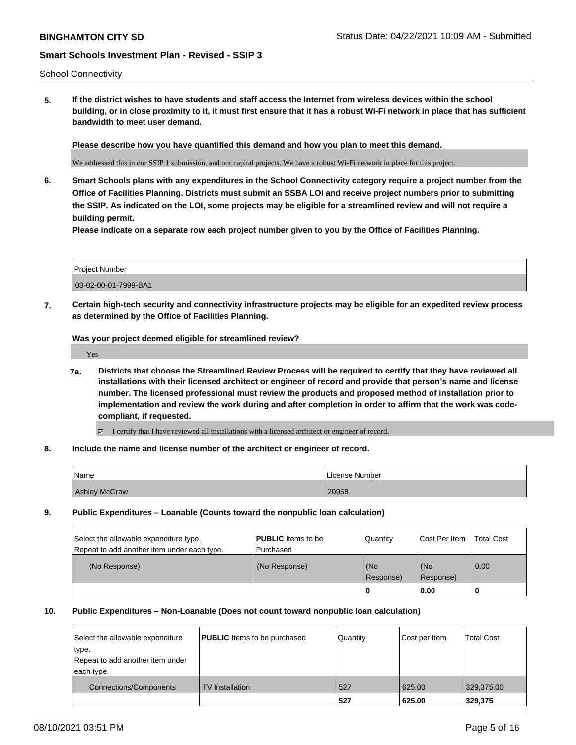School Connectivity

**5. If the district wishes to have students and staff access the Internet from wireless devices within the school building, or in close proximity to it, it must first ensure that it has a robust Wi-Fi network in place that has sufficient bandwidth to meet user demand.**

**Please describe how you have quantified this demand and how you plan to meet this demand.**

We addressed this in our SSIP 1 submission, and our capital projects. We have a robust Wi-Fi network in place for this project.

**6. Smart Schools plans with any expenditures in the School Connectivity category require a project number from the Office of Facilities Planning. Districts must submit an SSBA LOI and receive project numbers prior to submitting the SSIP. As indicated on the LOI, some projects may be eligible for a streamlined review and will not require a building permit.**

**Please indicate on a separate row each project number given to you by the Office of Facilities Planning.**

| Project Number |
|---|
| 03-02-00-01-7999-BA1 |

**7. Certain high-tech security and connectivity infrastructure projects may be eligible for an expedited review process as determined by the Office of Facilities Planning.**

**Was your project deemed eligible for streamlined review?**

Yes

**7a. Districts that choose the Streamlined Review Process will be required to certify that they have reviewed all installations with their licensed architect or engineer of record and provide that person's name and license number. The licensed professional must review the products and proposed method of installation prior to implementation and review the work during and after completion in order to affirm that the work was code-compliant, if requested.**

☑ I certify that I have reviewed all installations with a licensed architect or engineer of record.

**8. Include the name and license number of the architect or engineer of record.**

| Name | License Number |
|---|---|
| Ashley McGraw | 20958 |

**9. Public Expenditures – Loanable (Counts toward the nonpublic loan calculation)**

| Select the allowable expenditure type. Repeat to add another item under each type. | **PUBLIC** Items to be Purchased | Quantity | Cost Per Item | Total Cost |
|---|---|---|---|---|
| (No Response) | (No Response) | (No Response) | (No Response) | 0.00 |
| | | **0** | **0.00** | **0** |

**10. Public Expenditures – Non-Loanable (Does not count toward nonpublic loan calculation)**

| Select the allowable expenditure type. Repeat to add another item under each type. | **PUBLIC** Items to be purchased | Quantity | Cost per Item | Total Cost |
|---|---|---|---|---|
| Connections/Components | TV Installation | 527 | 625.00 | 329,375.00 |
| | | **527** | **625.00** | **329,375** |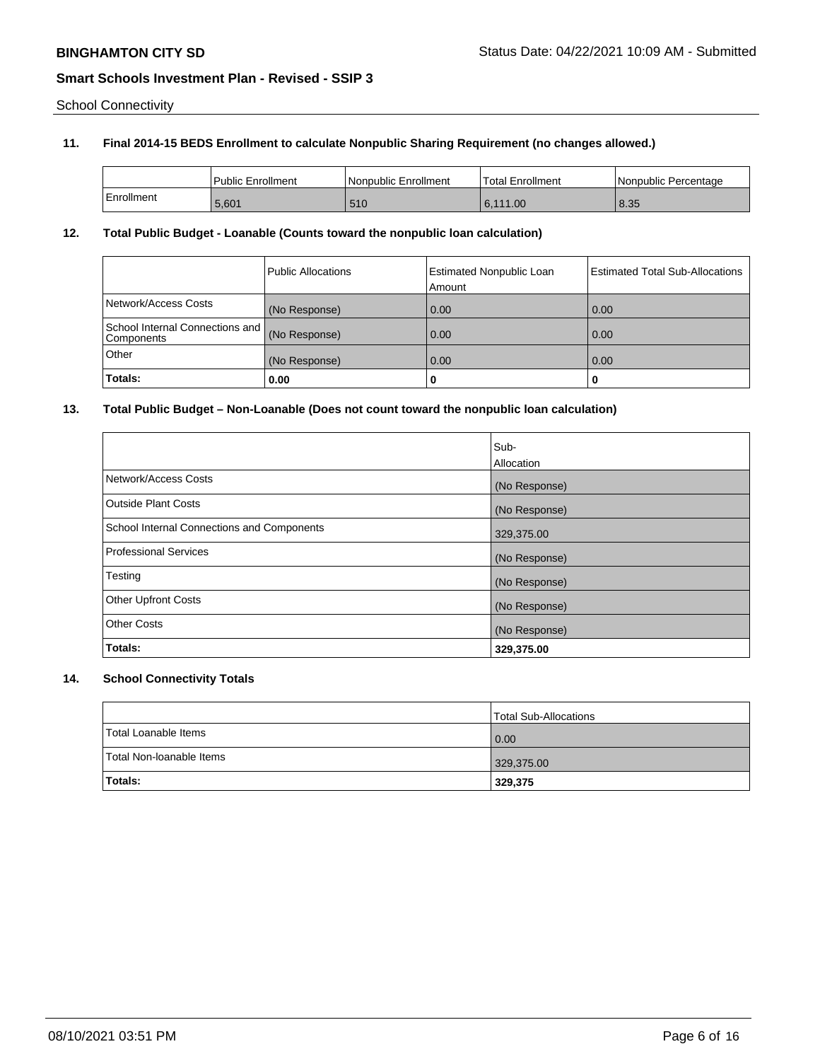School Connectivity

**11. Final 2014-15 BEDS Enrollment to calculate Nonpublic Sharing Requirement (no changes allowed.)**

| | Public Enrollment | Nonpublic Enrollment | Total Enrollment | Nonpublic Percentage |
|---|---|---|---|---|
| Enrollment | 5,601 | 510 | 6,111.00 | 8.35 |

**12. Total Public Budget - Loanable (Counts toward the nonpublic loan calculation)**

| | Public Allocations | Estimated Nonpublic Loan Amount | Estimated Total Sub-Allocations |
|---|---|---|---|
| Network/Access Costs | (No Response) | 0.00 | 0.00 |
| School Internal Connections and Components | (No Response) | 0.00 | 0.00 |
| Other | (No Response) | 0.00 | 0.00 |
| **Totals:** | **0.00** | **0** | **0** |

**13. Total Public Budget – Non-Loanable (Does not count toward the nonpublic loan calculation)**

| | Sub-Allocation |
|---|---|
| Network/Access Costs | (No Response) |
| Outside Plant Costs | (No Response) |
| School Internal Connections and Components | 329,375.00 |
| Professional Services | (No Response) |
| Testing | (No Response) |
| Other Upfront Costs | (No Response) |
| Other Costs | (No Response) |
| **Totals:** | **329,375.00** |

**14. School Connectivity Totals**

| | Total Sub-Allocations |
|---|---|
| Total Loanable Items | 0.00 |
| Total Non-loanable Items | 329,375.00 |
| **Totals:** | **329,375** |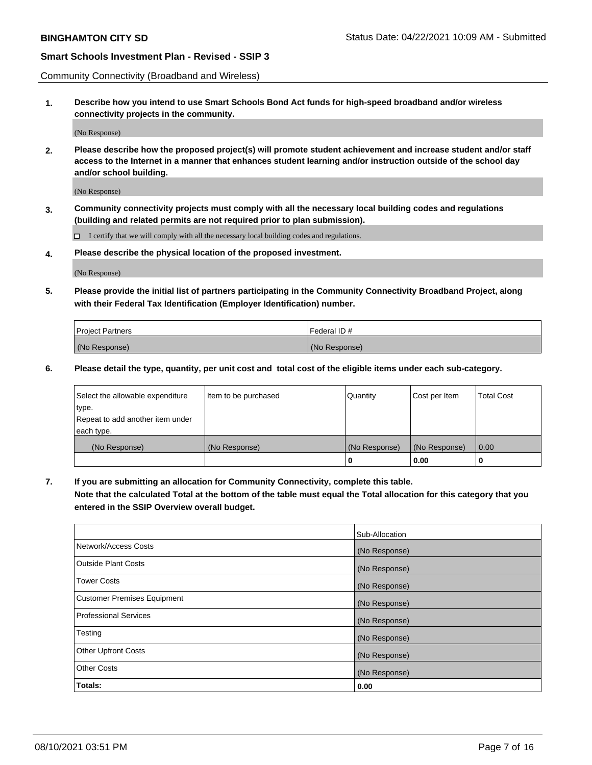Community Connectivity (Broadband and Wireless)

**1. Describe how you intend to use Smart Schools Bond Act funds for high-speed broadband and/or wireless connectivity projects in the community.**

(No Response)

**2. Please describe how the proposed project(s) will promote student achievement and increase student and/or staff access to the Internet in a manner that enhances student learning and/or instruction outside of the school day and/or school building.**

(No Response)

**3. Community connectivity projects must comply with all the necessary local building codes and regulations (building and related permits are not required prior to plan submission).**

☐ I certify that we will comply with all the necessary local building codes and regulations.

**4. Please describe the physical location of the proposed investment.**

(No Response)

**5. Please provide the initial list of partners participating in the Community Connectivity Broadband Project, along with their Federal Tax Identification (Employer Identification) number.**

| Project Partners | Federal ID # |
|---|---|
| (No Response) | (No Response) |

**6. Please detail the type, quantity, per unit cost and total cost of the eligible items under each sub-category.**

| Select the allowable expenditure type. Repeat to add another item under each type. | Item to be purchased | Quantity | Cost per Item | Total Cost |
|---|---|---|---|---|
| (No Response) | (No Response) | (No Response) | (No Response) | 0.00 |
| | | **0** | **0.00** | **0** |

**7. If you are submitting an allocation for Community Connectivity, complete this table.**
**Note that the calculated Total at the bottom of the table must equal the Total allocation for this category that you entered in the SSIP Overview overall budget.**

| | Sub-Allocation |
|---|---|
| Network/Access Costs | (No Response) |
| Outside Plant Costs | (No Response) |
| Tower Costs | (No Response) |
| Customer Premises Equipment | (No Response) |
| Professional Services | (No Response) |
| Testing | (No Response) |
| Other Upfront Costs | (No Response) |
| Other Costs | (No Response) |
| **Totals:** | **0.00** |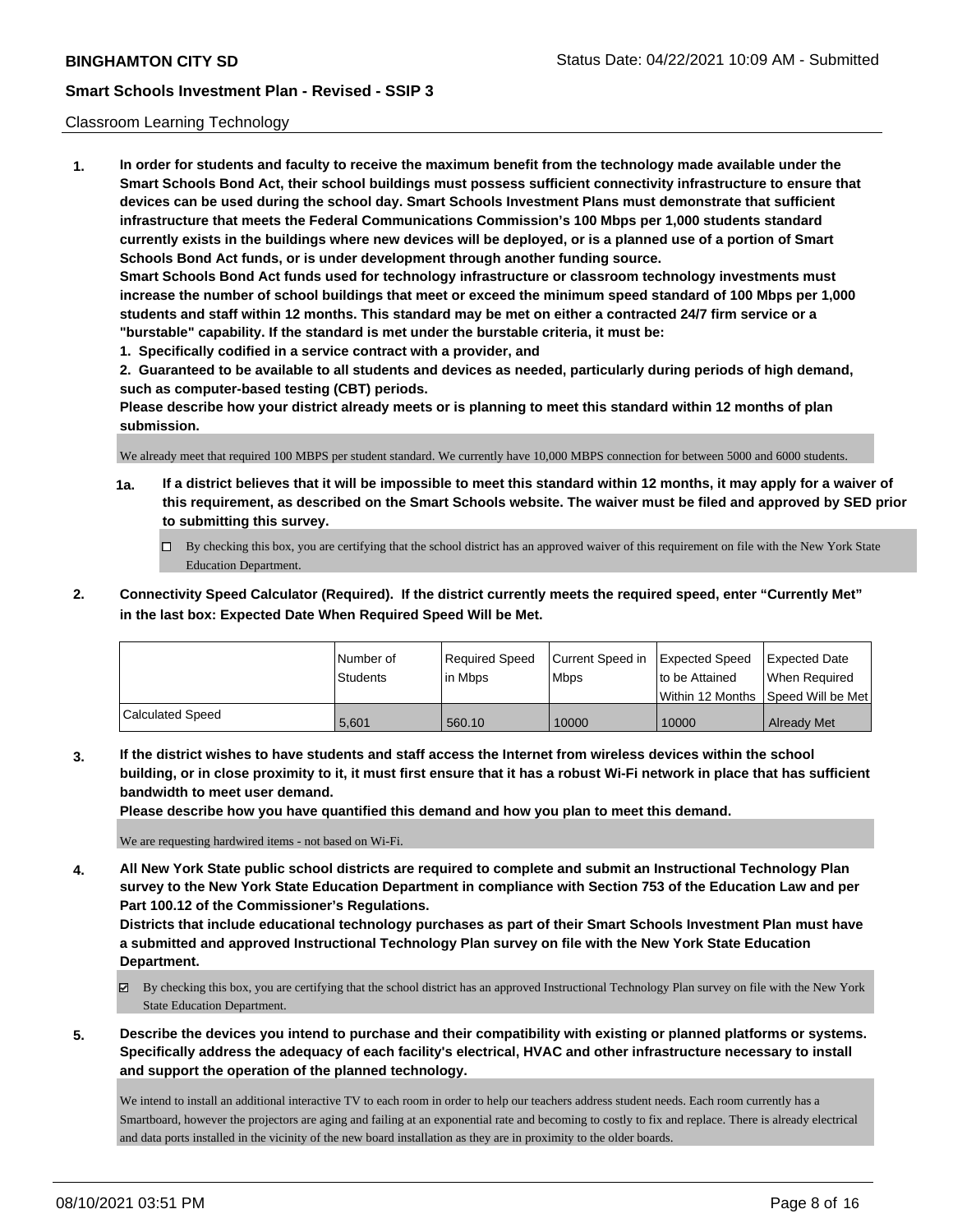Classroom Learning Technology

**1. In order for students and faculty to receive the maximum benefit from the technology made available under the Smart Schools Bond Act, their school buildings must possess sufficient connectivity infrastructure to ensure that devices can be used during the school day. Smart Schools Investment Plans must demonstrate that sufficient infrastructure that meets the Federal Communications Commission's 100 Mbps per 1,000 students standard currently exists in the buildings where new devices will be deployed, or is a planned use of a portion of Smart Schools Bond Act funds, or is under development through another funding source.**

**Smart Schools Bond Act funds used for technology infrastructure or classroom technology investments must increase the number of school buildings that meet or exceed the minimum speed standard of 100 Mbps per 1,000 students and staff within 12 months. This standard may be met on either a contracted 24/7 firm service or a "burstable" capability. If the standard is met under the burstable criteria, it must be:**

**1. Specifically codified in a service contract with a provider, and**

**2. Guaranteed to be available to all students and devices as needed, particularly during periods of high demand, such as computer-based testing (CBT) periods.**

**Please describe how your district already meets or is planning to meet this standard within 12 months of plan submission.**

We already meet that required 100 MBPS per student standard. We currently have 10,000 MBPS connection for between 5000 and 6000 students.

**1a. If a district believes that it will be impossible to meet this standard within 12 months, it may apply for a waiver of this requirement, as described on the Smart Schools website. The waiver must be filed and approved by SED prior to submitting this survey.**

- ☐ By checking this box, you are certifying that the school district has an approved waiver of this requirement on file with the New York State Education Department.

**2. Connectivity Speed Calculator (Required). If the district currently meets the required speed, enter "Currently Met" in the last box: Expected Date When Required Speed Will be Met.**

| | Number of Students | Required Speed in Mbps | Current Speed in Mbps | Expected Speed to be Attained Within 12 Months | Expected Date When Required Speed Will be Met |
|---|---|---|---|---|---|
| Calculated Speed | 5,601 | 560.10 | 10000 | 10000 | Already Met |

**3. If the district wishes to have students and staff access the Internet from wireless devices within the school building, or in close proximity to it, it must first ensure that it has a robust Wi-Fi network in place that has sufficient bandwidth to meet user demand.**

**Please describe how you have quantified this demand and how you plan to meet this demand.**

We are requesting hardwired items - not based on Wi-Fi.

**4. All New York State public school districts are required to complete and submit an Instructional Technology Plan survey to the New York State Education Department in compliance with Section 753 of the Education Law and per Part 100.12 of the Commissioner's Regulations.**

**Districts that include educational technology purchases as part of their Smart Schools Investment Plan must have a submitted and approved Instructional Technology Plan survey on file with the New York State Education Department.**

- ☑ By checking this box, you are certifying that the school district has an approved Instructional Technology Plan survey on file with the New York State Education Department.

**5. Describe the devices you intend to purchase and their compatibility with existing or planned platforms or systems. Specifically address the adequacy of each facility's electrical, HVAC and other infrastructure necessary to install and support the operation of the planned technology.**

We intend to install an additional interactive TV to each room in order to help our teachers address student needs. Each room currently has a Smartboard, however the projectors are aging and failing at an exponential rate and becoming to costly to fix and replace. There is already electrical and data ports installed in the vicinity of the new board installation as they are in proximity to the older boards.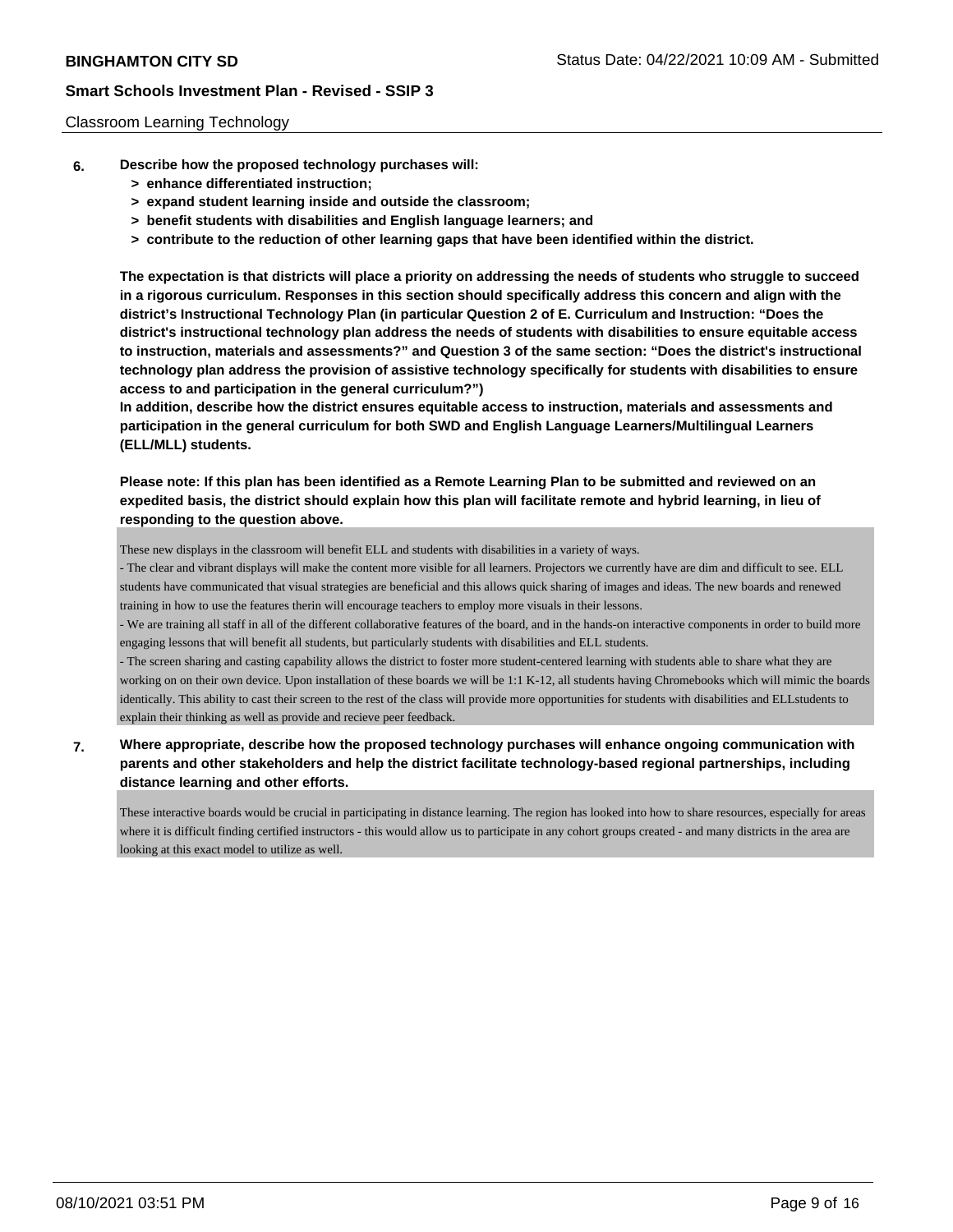Classroom Learning Technology

**6. Describe how the proposed technology purchases will:**

- **> enhance differentiated instruction;**
- **> expand student learning inside and outside the classroom;**
- **> benefit students with disabilities and English language learners; and**
- **> contribute to the reduction of other learning gaps that have been identified within the district.**

**The expectation is that districts will place a priority on addressing the needs of students who struggle to succeed in a rigorous curriculum. Responses in this section should specifically address this concern and align with the district's Instructional Technology Plan (in particular Question 2 of E. Curriculum and Instruction: "Does the district's instructional technology plan address the needs of students with disabilities to ensure equitable access to instruction, materials and assessments?" and Question 3 of the same section: "Does the district's instructional technology plan address the provision of assistive technology specifically for students with disabilities to ensure access to and participation in the general curriculum?")**

**In addition, describe how the district ensures equitable access to instruction, materials and assessments and participation in the general curriculum for both SWD and English Language Learners/Multilingual Learners (ELL/MLL) students.**

**Please note: If this plan has been identified as a Remote Learning Plan to be submitted and reviewed on an expedited basis, the district should explain how this plan will facilitate remote and hybrid learning, in lieu of responding to the question above.**

These new displays in the classroom will benefit ELL and students with disabilities in a variety of ways.
- The clear and vibrant displays will make the content more visible for all learners. Projectors we currently have are dim and difficult to see. ELL students have communicated that visual strategies are beneficial and this allows quick sharing of images and ideas. The new boards and renewed training in how to use the features therin will encourage teachers to employ more visuals in their lessons.
- We are training all staff in all of the different collaborative features of the board, and in the hands-on interactive components in order to build more engaging lessons that will benefit all students, but particularly students with disabilities and ELL students.
- The screen sharing and casting capability allows the district to foster more student-centered learning with students able to share what they are working on on their own device. Upon installation of these boards we will be 1:1 K-12, all students having Chromebooks which will mimic the boards identically. This ability to cast their screen to the rest of the class will provide more opportunities for students with disabilities and ELLstudents to explain their thinking as well as provide and recieve peer feedback.

**7. Where appropriate, describe how the proposed technology purchases will enhance ongoing communication with parents and other stakeholders and help the district facilitate technology-based regional partnerships, including distance learning and other efforts.**

These interactive boards would be crucial in participating in distance learning. The region has looked into how to share resources, especially for areas where it is difficult finding certified instructors - this would allow us to participate in any cohort groups created - and many districts in the area are looking at this exact model to utilize as well.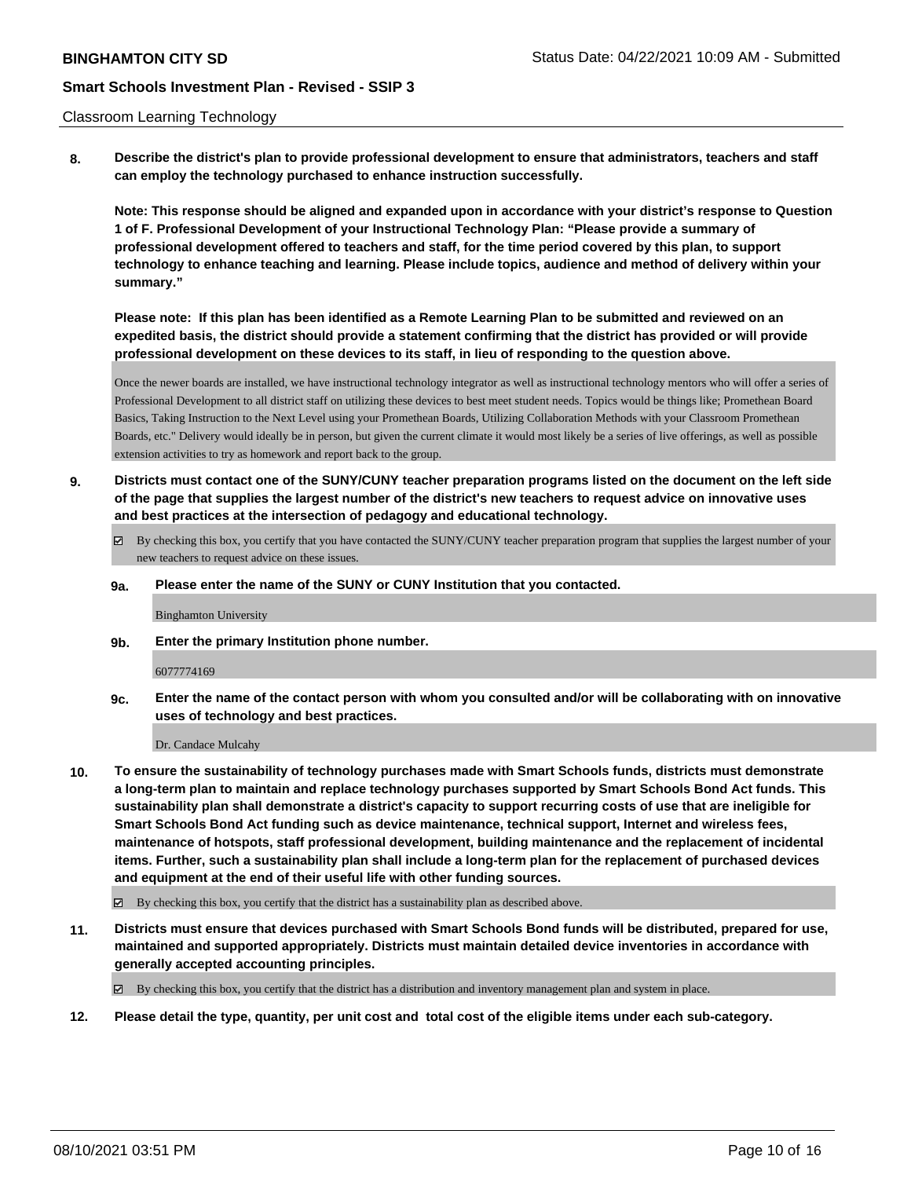Classroom Learning Technology

**8. Describe the district's plan to provide professional development to ensure that administrators, teachers and staff can employ the technology purchased to enhance instruction successfully.**

**Note: This response should be aligned and expanded upon in accordance with your district's response to Question 1 of F. Professional Development of your Instructional Technology Plan: "Please provide a summary of professional development offered to teachers and staff, for the time period covered by this plan, to support technology to enhance teaching and learning. Please include topics, audience and method of delivery within your summary."**

**Please note: If this plan has been identified as a Remote Learning Plan to be submitted and reviewed on an expedited basis, the district should provide a statement confirming that the district has provided or will provide professional development on these devices to its staff, in lieu of responding to the question above.**

Once the newer boards are installed, we have instructional technology integrator as well as instructional technology mentors who will offer a series of Professional Development to all district staff on utilizing these devices to best meet student needs. Topics would be things like; Promethean Board Basics, Taking Instruction to the Next Level using your Promethean Boards, Utilizing Collaboration Methods with your Classroom Promethean Boards, etc." Delivery would ideally be in person, but given the current climate it would most likely be a series of live offerings, as well as possible extension activities to try as homework and report back to the group.

**9. Districts must contact one of the SUNY/CUNY teacher preparation programs listed on the document on the left side of the page that supplies the largest number of the district's new teachers to request advice on innovative uses and best practices at the intersection of pedagogy and educational technology.**

☑ By checking this box, you certify that you have contacted the SUNY/CUNY teacher preparation program that supplies the largest number of your new teachers to request advice on these issues.

**9a. Please enter the name of the SUNY or CUNY Institution that you contacted.**

Binghamton University

**9b. Enter the primary Institution phone number.**

6077774169

**9c. Enter the name of the contact person with whom you consulted and/or will be collaborating with on innovative uses of technology and best practices.**

Dr. Candace Mulcahy

**10. To ensure the sustainability of technology purchases made with Smart Schools funds, districts must demonstrate a long-term plan to maintain and replace technology purchases supported by Smart Schools Bond Act funds. This sustainability plan shall demonstrate a district's capacity to support recurring costs of use that are ineligible for Smart Schools Bond Act funding such as device maintenance, technical support, Internet and wireless fees, maintenance of hotspots, staff professional development, building maintenance and the replacement of incidental items. Further, such a sustainability plan shall include a long-term plan for the replacement of purchased devices and equipment at the end of their useful life with other funding sources.**

☑ By checking this box, you certify that the district has a sustainability plan as described above.

**11. Districts must ensure that devices purchased with Smart Schools Bond funds will be distributed, prepared for use, maintained and supported appropriately. Districts must maintain detailed device inventories in accordance with generally accepted accounting principles.**

☑ By checking this box, you certify that the district has a distribution and inventory management plan and system in place.

**12. Please detail the type, quantity, per unit cost and total cost of the eligible items under each sub-category.**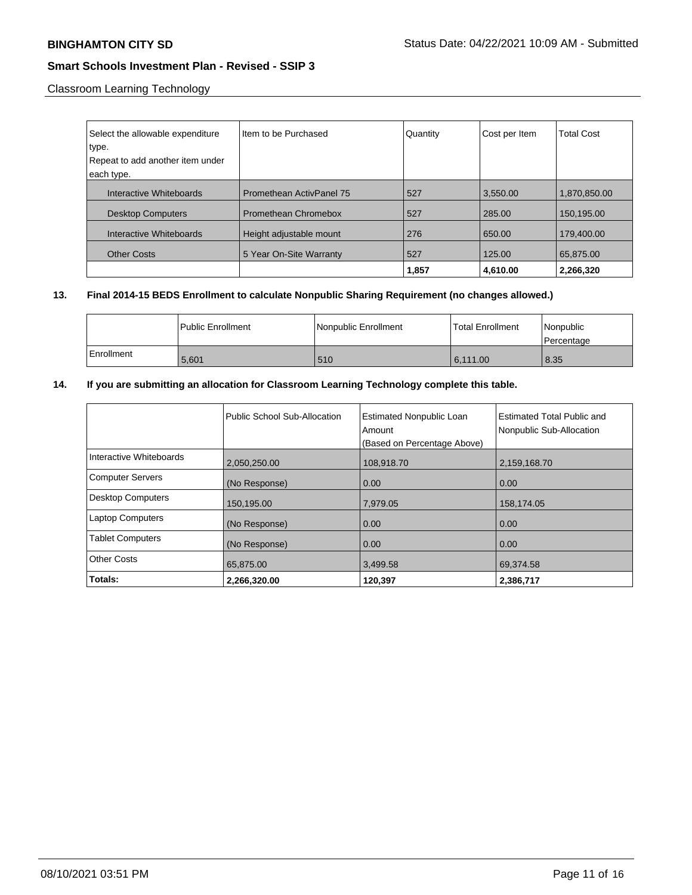Classroom Learning Technology

| Select the allowable expenditure type. Repeat to add another item under each type. | Item to be Purchased | Quantity | Cost per Item | Total Cost |
|---|---|---|---|---|
| Interactive Whiteboards | Promethean ActivPanel 75 | 527 | 3,550.00 | 1,870,850.00 |
| Desktop Computers | Promethean Chromebox | 527 | 285.00 | 150,195.00 |
| Interactive Whiteboards | Height adjustable mount | 276 | 650.00 | 179,400.00 |
| Other Costs | 5 Year On-Site Warranty | 527 | 125.00 | 65,875.00 |
| | | **1,857** | **4,610.00** | **2,266,320** |

**13. Final 2014-15 BEDS Enrollment to calculate Nonpublic Sharing Requirement (no changes allowed.)**

| | Public Enrollment | Nonpublic Enrollment | Total Enrollment | Nonpublic Percentage |
|---|---|---|---|---|
| Enrollment | 5,601 | 510 | 6,111.00 | 8.35 |

**14. If you are submitting an allocation for Classroom Learning Technology complete this table.**

| | Public School Sub-Allocation | Estimated Nonpublic Loan Amount (Based on Percentage Above) | Estimated Total Public and Nonpublic Sub-Allocation |
|---|---|---|---|
| Interactive Whiteboards | 2,050,250.00 | 108,918.70 | 2,159,168.70 |
| Computer Servers | (No Response) | 0.00 | 0.00 |
| Desktop Computers | 150,195.00 | 7,979.05 | 158,174.05 |
| Laptop Computers | (No Response) | 0.00 | 0.00 |
| Tablet Computers | (No Response) | 0.00 | 0.00 |
| Other Costs | 65,875.00 | 3,499.58 | 69,374.58 |
| **Totals:** | **2,266,320.00** | **120,397** | **2,386,717** |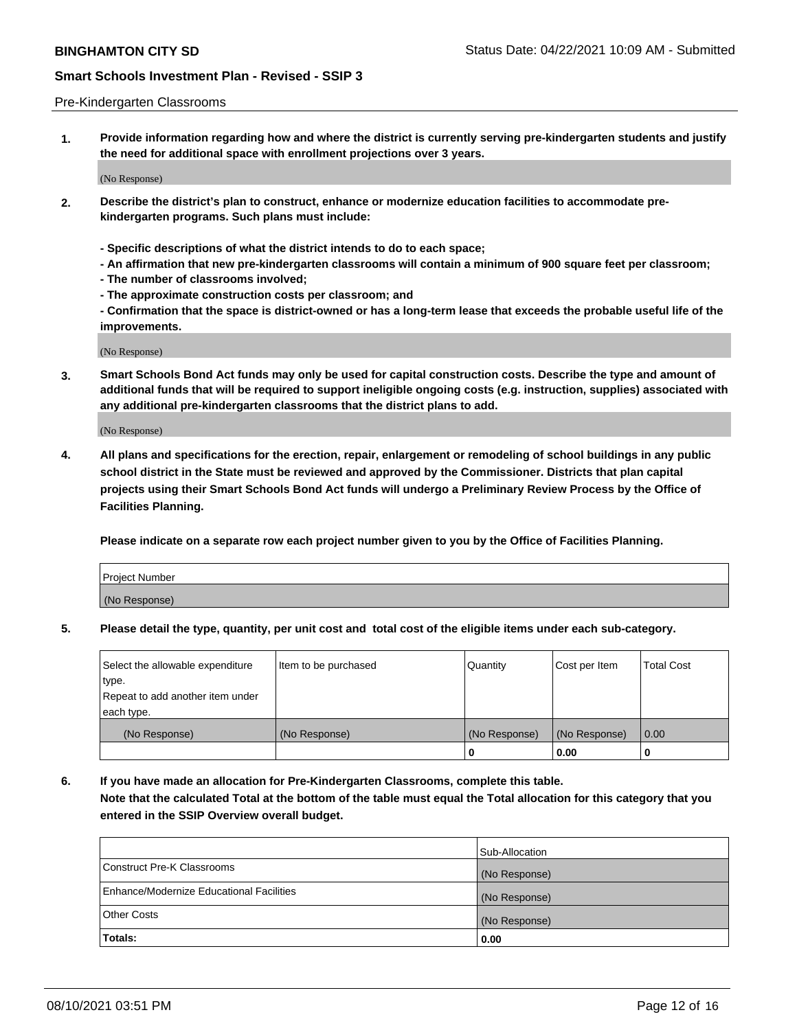Pre-Kindergarten Classrooms

**1. Provide information regarding how and where the district is currently serving pre-kindergarten students and justify the need for additional space with enrollment projections over 3 years.**

(No Response)

**2. Describe the district's plan to construct, enhance or modernize education facilities to accommodate pre-kindergarten programs. Such plans must include:**

**- Specific descriptions of what the district intends to do to each space;**
**- An affirmation that new pre-kindergarten classrooms will contain a minimum of 900 square feet per classroom;**
**- The number of classrooms involved;**
**- The approximate construction costs per classroom; and**
**- Confirmation that the space is district-owned or has a long-term lease that exceeds the probable useful life of the improvements.**

(No Response)

**3. Smart Schools Bond Act funds may only be used for capital construction costs. Describe the type and amount of additional funds that will be required to support ineligible ongoing costs (e.g. instruction, supplies) associated with any additional pre-kindergarten classrooms that the district plans to add.**

(No Response)

**4. All plans and specifications for the erection, repair, enlargement or remodeling of school buildings in any public school district in the State must be reviewed and approved by the Commissioner. Districts that plan capital projects using their Smart Schools Bond Act funds will undergo a Preliminary Review Process by the Office of Facilities Planning.**

**Please indicate on a separate row each project number given to you by the Office of Facilities Planning.**

| Project Number |
|---|
| (No Response) |

**5. Please detail the type, quantity, per unit cost and total cost of the eligible items under each sub-category.**

| Select the allowable expenditure type. Repeat to add another item under each type. | Item to be purchased | Quantity | Cost per Item | Total Cost |
|---|---|---|---|---|
| (No Response) | (No Response) | (No Response) | (No Response) | 0.00 |
| | | 0 | 0.00 | 0 |

**6. If you have made an allocation for Pre-Kindergarten Classrooms, complete this table. Note that the calculated Total at the bottom of the table must equal the Total allocation for this category that you entered in the SSIP Overview overall budget.**

| | Sub-Allocation |
|---|---|
| Construct Pre-K Classrooms | (No Response) |
| Enhance/Modernize Educational Facilities | (No Response) |
| Other Costs | (No Response) |
| **Totals:** | **0.00** |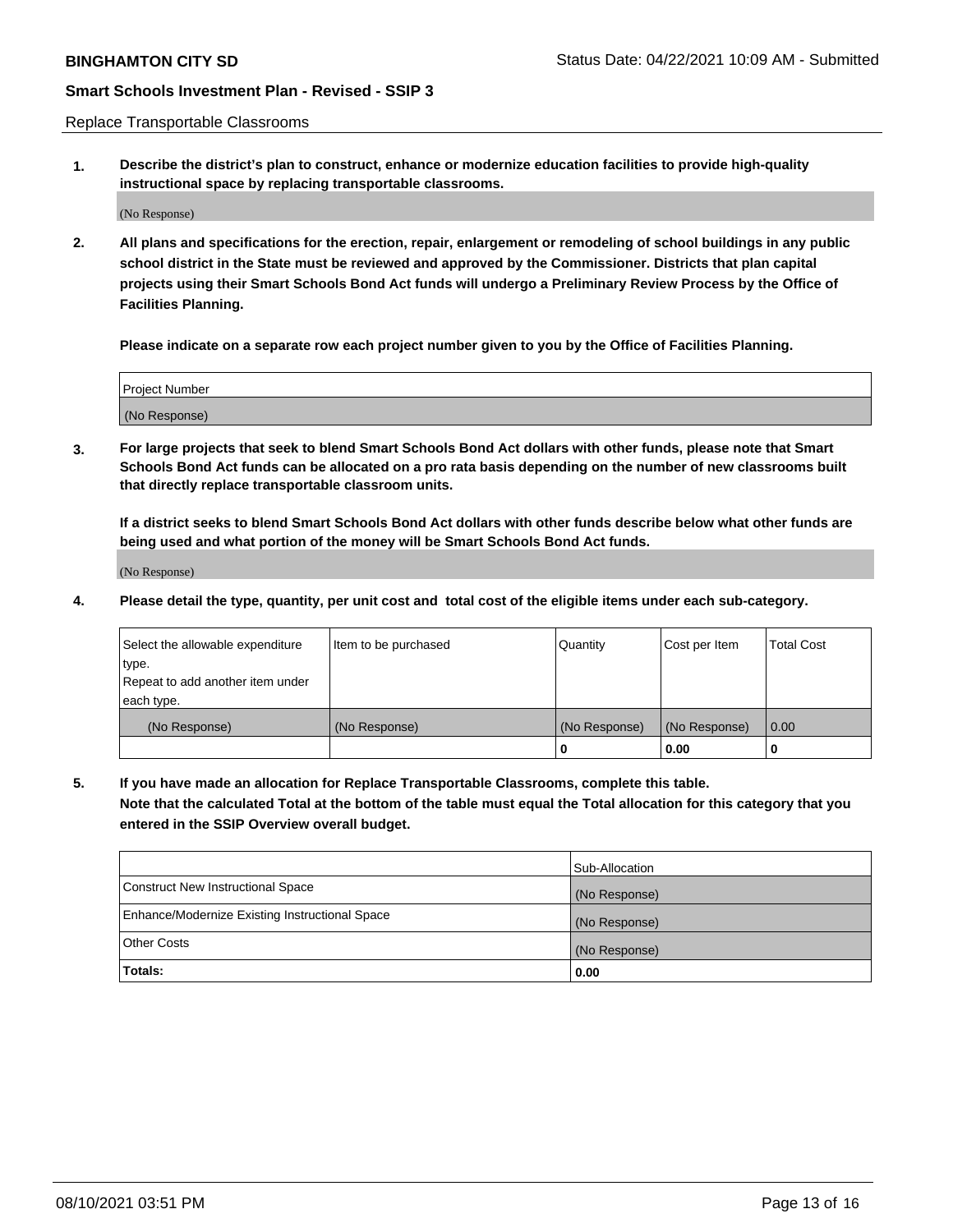Replace Transportable Classrooms

**1. Describe the district's plan to construct, enhance or modernize education facilities to provide high-quality instructional space by replacing transportable classrooms.**

(No Response)

**2. All plans and specifications for the erection, repair, enlargement or remodeling of school buildings in any public school district in the State must be reviewed and approved by the Commissioner. Districts that plan capital projects using their Smart Schools Bond Act funds will undergo a Preliminary Review Process by the Office of Facilities Planning.**

**Please indicate on a separate row each project number given to you by the Office of Facilities Planning.**

| Project Number |
| --- |
| (No Response) |

**3. For large projects that seek to blend Smart Schools Bond Act dollars with other funds, please note that Smart Schools Bond Act funds can be allocated on a pro rata basis depending on the number of new classrooms built that directly replace transportable classroom units.**

**If a district seeks to blend Smart Schools Bond Act dollars with other funds describe below what other funds are being used and what portion of the money will be Smart Schools Bond Act funds.**

(No Response)

**4. Please detail the type, quantity, per unit cost and total cost of the eligible items under each sub-category.**

| Select the allowable expenditure type. Repeat to add another item under each type. | Item to be purchased | Quantity | Cost per Item | Total Cost |
| --- | --- | --- | --- | --- |
| (No Response) | (No Response) | (No Response) | (No Response) | 0.00 |
| | | 0 | 0.00 | 0 |

**5. If you have made an allocation for Replace Transportable Classrooms, complete this table. Note that the calculated Total at the bottom of the table must equal the Total allocation for this category that you entered in the SSIP Overview overall budget.**

| | Sub-Allocation |
| --- | --- |
| Construct New Instructional Space | (No Response) |
| Enhance/Modernize Existing Instructional Space | (No Response) |
| Other Costs | (No Response) |
| **Totals:** | **0.00** |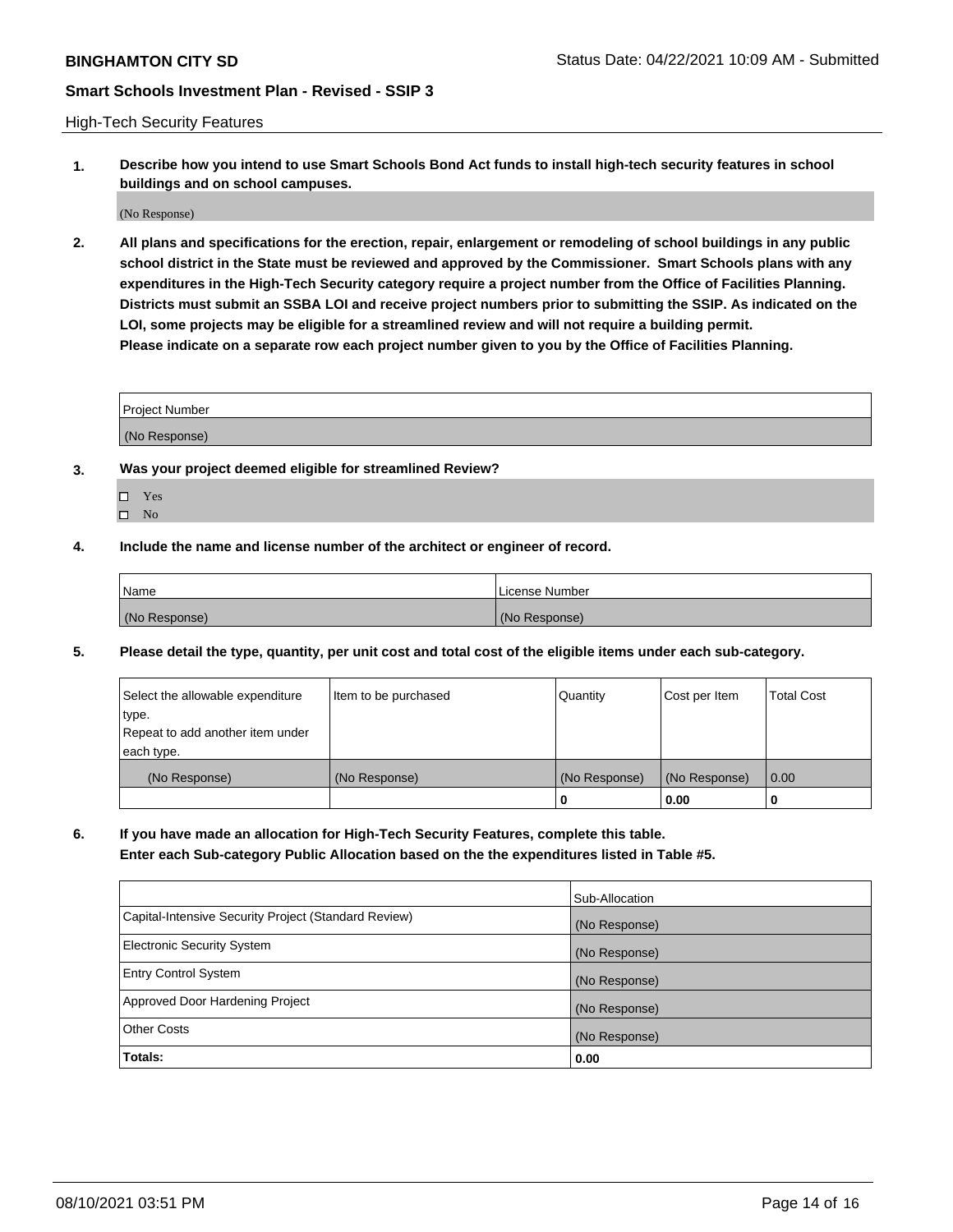High-Tech Security Features

**1. Describe how you intend to use Smart Schools Bond Act funds to install high-tech security features in school buildings and on school campuses.**

(No Response)

**2. All plans and specifications for the erection, repair, enlargement or remodeling of school buildings in any public school district in the State must be reviewed and approved by the Commissioner. Smart Schools plans with any expenditures in the High-Tech Security category require a project number from the Office of Facilities Planning. Districts must submit an SSBA LOI and receive project numbers prior to submitting the SSIP. As indicated on the LOI, some projects may be eligible for a streamlined review and will not require a building permit.**
**Please indicate on a separate row each project number given to you by the Office of Facilities Planning.**

| Project Number |
|---|
| (No Response) |

**3. Was your project deemed eligible for streamlined Review?**

- ☐ Yes
- ☐ No

**4. Include the name and license number of the architect or engineer of record.**

| Name | License Number |
|---|---|
| (No Response) | (No Response) |

**5. Please detail the type, quantity, per unit cost and total cost of the eligible items under each sub-category.**

| Select the allowable expenditure type. Repeat to add another item under each type. | Item to be purchased | Quantity | Cost per Item | Total Cost |
|---|---|---|---|---|
| (No Response) | (No Response) | (No Response) | (No Response) | 0.00 |
| | | 0 | 0.00 | 0 |

**6. If you have made an allocation for High-Tech Security Features, complete this table.**
**Enter each Sub-category Public Allocation based on the the expenditures listed in Table #5.**

| | Sub-Allocation |
|---|---|
| Capital-Intensive Security Project (Standard Review) | (No Response) |
| Electronic Security System | (No Response) |
| Entry Control System | (No Response) |
| Approved Door Hardening Project | (No Response) |
| Other Costs | (No Response) |
| **Totals:** | **0.00** |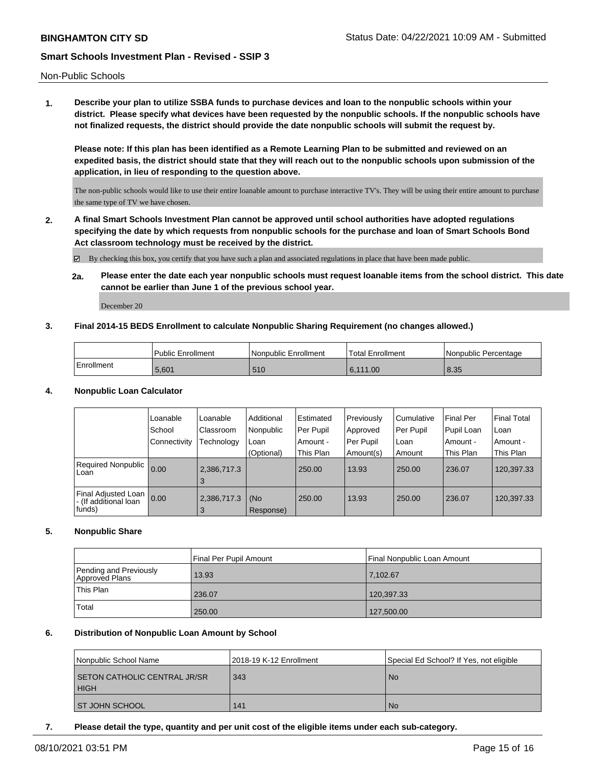Non-Public Schools

**1. Describe your plan to utilize SSBA funds to purchase devices and loan to the nonpublic schools within your district. Please specify what devices have been requested by the nonpublic schools. If the nonpublic schools have not finalized requests, the district should provide the date nonpublic schools will submit the request by.**

**Please note: If this plan has been identified as a Remote Learning Plan to be submitted and reviewed on an expedited basis, the district should state that they will reach out to the nonpublic schools upon submission of the application, in lieu of responding to the question above.**

The non-public schools would like to use their entire loanable amount to purchase interactive TV's. They will be using their entire amount to purchase the same type of TV we have chosen.

**2. A final Smart Schools Investment Plan cannot be approved until school authorities have adopted regulations specifying the date by which requests from nonpublic schools for the purchase and loan of Smart Schools Bond Act classroom technology must be received by the district.**

☑ By checking this box, you certify that you have such a plan and associated regulations in place that have been made public.

**2a. Please enter the date each year nonpublic schools must request loanable items from the school district. This date cannot be earlier than June 1 of the previous school year.**

December 20

**3. Final 2014-15 BEDS Enrollment to calculate Nonpublic Sharing Requirement (no changes allowed.)**

| | Public Enrollment | Nonpublic Enrollment | Total Enrollment | Nonpublic Percentage |
|---|---|---|---|---|
| Enrollment | 5,601 | 510 | 6,111.00 | 8.35 |

**4. Nonpublic Loan Calculator**

| | Loanable School Connectivity | Loanable Classroom Technology | Additional Nonpublic Loan (Optional) | Estimated Per Pupil Amount - This Plan | Previously Approved Per Pupil Amount(s) | Cumulative Per Pupil Loan Amount | Final Per Pupil Loan Amount - This Plan | Final Total Loan Amount - This Plan |
|---|---|---|---|---|---|---|---|---|
| Required Nonpublic Loan | 0.00 | 2,386,717.33 | | 250.00 | 13.93 | 250.00 | 236.07 | 120,397.33 |
| Final Adjusted Loan - (If additional loan funds) | 0.00 | 2,386,717.33 | (No Response) | 250.00 | 13.93 | 250.00 | 236.07 | 120,397.33 |

**5. Nonpublic Share**

| | Final Per Pupil Amount | Final Nonpublic Loan Amount |
|---|---|---|
| Pending and Previously Approved Plans | 13.93 | 7,102.67 |
| This Plan | 236.07 | 120,397.33 |
| Total | 250.00 | 127,500.00 |

**6. Distribution of Nonpublic Loan Amount by School**

| Nonpublic School Name | 2018-19 K-12 Enrollment | Special Ed School? If Yes, not eligible |
|---|---|---|
| SETON CATHOLIC CENTRAL JR/SR HIGH | 343 | No |
| ST JOHN SCHOOL | 141 | No |

**7. Please detail the type, quantity and per unit cost of the eligible items under each sub-category.**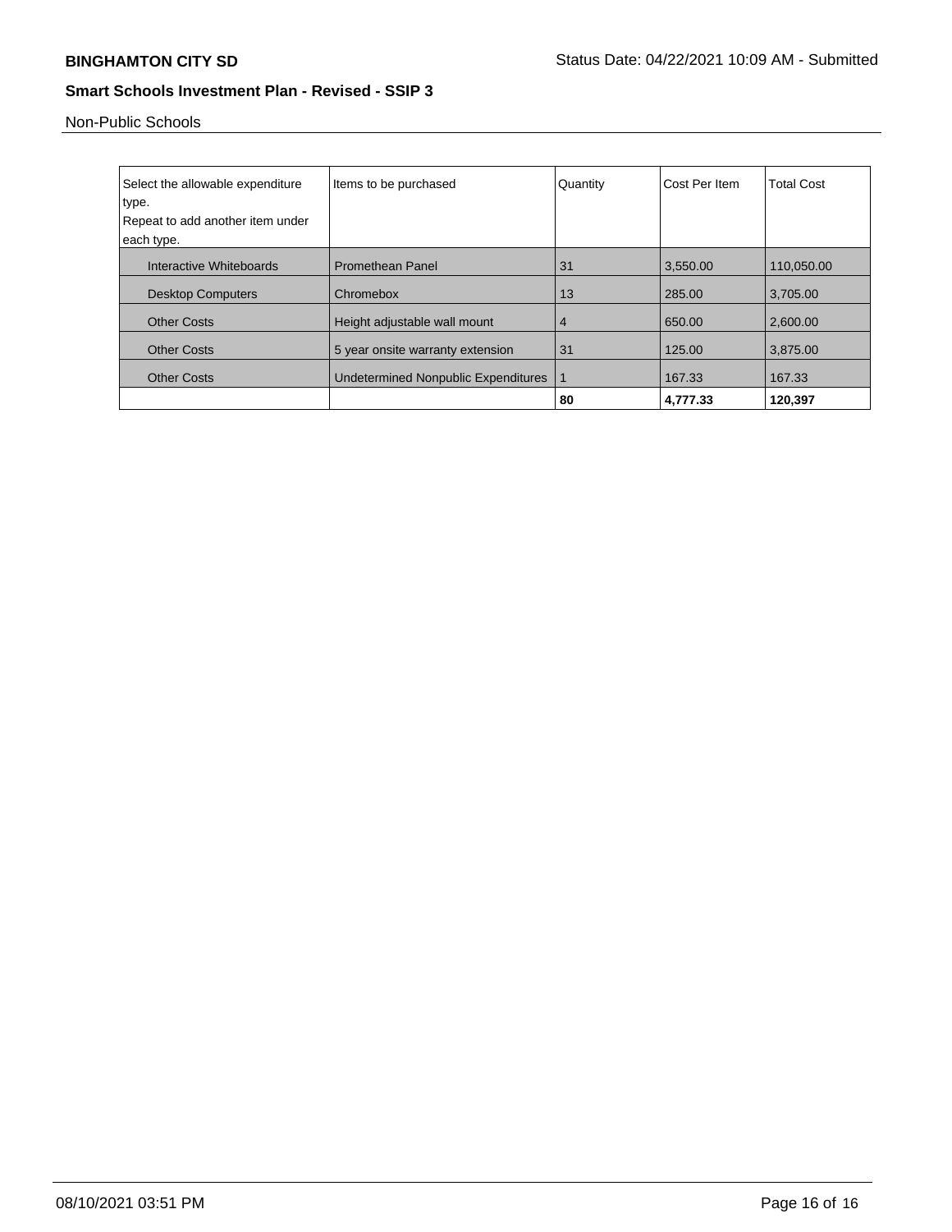Non-Public Schools

| Select the allowable expenditure type.<br>Repeat to add another item under each type. | Items to be purchased | Quantity | Cost Per Item | Total Cost |
|---|---|---|---|---|
| Interactive Whiteboards | Promethean Panel | 31 | 3,550.00 | 110,050.00 |
| Desktop Computers | Chromebox | 13 | 285.00 | 3,705.00 |
| Other Costs | Height adjustable wall mount | 4 | 650.00 | 2,600.00 |
| Other Costs | 5 year onsite warranty extension | 31 | 125.00 | 3,875.00 |
| Other Costs | Undetermined Nonpublic Expenditures | 1 | 167.33 | 167.33 |
| | | **80** | **4,777.33** | **120,397** |